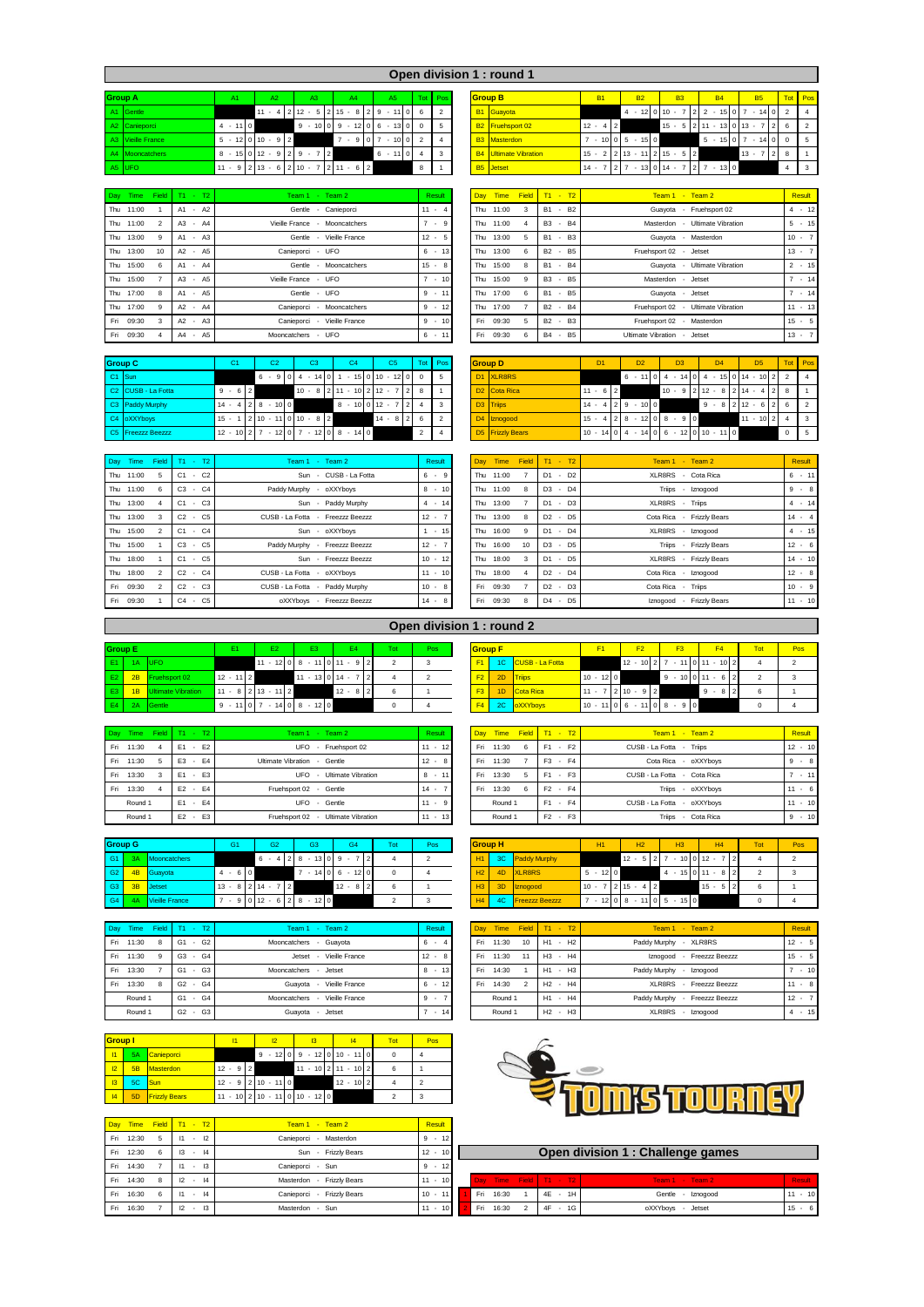# Open division 1 : round 1

| Group A | | A1 | A2 | A3 | A4 | A5 | Tot | Pos |
|---|---|---|---|---|---|---|---|---|
| A1 | Gentle | | 11 - 4 2 | 12 - 5 2 | 15 - 8 2 | 9 - 11 0 | 6 | 2 |
| A2 | Canieporci | 4 - 11 0 | | 9 - 10 0 | 9 - 12 0 | 6 - 13 0 | 0 | 5 |
| A3 | Vieille France | 5 - 12 0 | 10 - 9 2 | | 7 - 9 0 | 7 - 10 0 | 2 | 4 |
| A4 | Mooncatchers | 8 - 15 0 | 12 - 9 2 | 9 - 7 2 | | 6 - 11 0 | 4 | 3 |
| A5 | UFO | 11 - 9 2 | 13 - 6 2 | 10 - 7 2 | 11 - 6 2 | | 8 | 1 |

| Day | Time | Field | T1 - T2 | Team 1 - Team 2 | Result |
|---|---|---|---|---|---|
| Thu | 11:00 | 1 | A1 - A2 | Gentle - Canieporci | 11 - 4 |
| Thu | 11:00 | 2 | A3 - A4 | Vieille France - Mooncatchers | 7 - 9 |
| Thu | 13:00 | 9 | A1 - A3 | Gentle - Vieille France | 12 - 5 |
| Thu | 13:00 | 10 | A2 - A5 | Canieporci - UFO | 6 - 13 |
| Thu | 15:00 | 6 | A1 - A4 | Gentle - Mooncatchers | 15 - 8 |
| Thu | 15:00 | 7 | A3 - A5 | Vieille France - UFO | 7 - 10 |
| Thu | 17:00 | 8 | A1 - A5 | Gentle - UFO | 9 - 11 |
| Thu | 17:00 | 9 | A2 - A4 | Canieporci - Mooncatchers | 9 - 12 |
| Fri | 09:30 | 3 | A2 - A3 | Canieporci - Vieille France | 9 - 10 |
| Fri | 09:30 | 4 | A4 - A5 | Mooncatchers - UFO | 6 - 11 |

| Group B | | B1 | B2 | B3 | B4 | B5 | Tot | Pos |
|---|---|---|---|---|---|---|---|---|
| B1 | Guayota | | 4 - 12 0 | 10 - 7 2 | 2 - 15 0 | 7 - 14 0 | 2 | 4 |
| B2 | Fruehsport 02 | 12 - 4 2 | | 15 - 5 2 | 11 - 13 0 | 13 - 7 2 | 6 | 2 |
| B3 | Masterdon | 7 - 10 0 | 5 - 15 0 | | 5 - 15 0 | 7 - 14 0 | 0 | 5 |
| B4 | Ultimate Vibration | 15 - 2 2 | 13 - 11 2 | 15 - 5 2 | | 13 - 7 2 | 8 | 1 |
| B5 | Jetset | 14 - 7 2 | 7 - 13 0 | 14 - 7 2 | 7 - 13 0 | | 4 | 3 |

| Day | Time | Field | T1 - T2 | Team 1 - Team 2 | Result |
|---|---|---|---|---|---|
| Thu | 11:00 | 3 | B1 - B2 | Guayota - Fruehsport 02 | 4 - 12 |
| Thu | 11:00 | 4 | B3 - B4 | Masterdon - Ultimate Vibration | 5 - 15 |
| Thu | 13:00 | 5 | B1 - B3 | Guayota - Masterdon | 10 - 7 |
| Thu | 13:00 | 6 | B2 - B5 | Fruehsport 02 - Jetset | 13 - 7 |
| Thu | 15:00 | 8 | B1 - B4 | Guayota - Ultimate Vibration | 2 - 15 |
| Thu | 15:00 | 9 | B3 - B5 | Masterdon - Jetset | 7 - 14 |
| Thu | 17:00 | 6 | B1 - B5 | Guayota - Jetset | 7 - 14 |
| Thu | 17:00 | 7 | B2 - B4 | Fruehsport 02 - Ultimate Vibration | 11 - 13 |
| Fri | 09:30 | 5 | B2 - B3 | Fruehsport 02 - Masterdon | 15 - 5 |
| Fri | 09:30 | 6 | B4 - B5 | Ultimate Vibration - Jetset | 13 - 7 |

| Group C | | C1 | C2 | C3 | C4 | C5 | Tot | Pos |
|---|---|---|---|---|---|---|---|---|
| C1 | Sun | | 6 - 9 0 | 4 - 14 0 | 1 - 15 0 | 10 - 12 0 | 0 | 5 |
| C2 | CUSB - La Fotta | 9 - 6 2 | | 10 - 8 2 | 11 - 10 2 | 12 - 7 2 | 8 | 1 |
| C3 | Paddy Murphy | 14 - 4 2 | 8 - 10 0 | | 8 - 10 0 | 12 - 7 2 | 4 | 3 |
| C4 | oXXYboys | 15 - 1 2 | 10 - 11 0 | 10 - 8 2 | | 14 - 8 2 | 6 | 2 |
| C5 | Freezzz Beezzz | 12 - 10 2 | 7 - 12 0 | 7 - 12 0 | 8 - 14 0 | | 2 | 4 |

| Day | Time | Field | T1 - T2 | Team 1 - Team 2 | Result |
|---|---|---|---|---|---|
| Thu | 11:00 | 5 | C1 - C2 | Sun - CUSB - La Fotta | 6 - 9 |
| Thu | 11:00 | 6 | C3 - C4 | Paddy Murphy - oXXYboys | 8 - 10 |
| Thu | 13:00 | 4 | C1 - C3 | Sun - Paddy Murphy | 4 - 14 |
| Thu | 13:00 | 3 | C2 - C5 | CUSB - La Fotta - Freezzz Beezzz | 12 - 7 |
| Thu | 15:00 | 2 | C1 - C4 | Sun - oXXYboys | 1 - 15 |
| Thu | 15:00 | 1 | C3 - C5 | Paddy Murphy - Freezzz Beezzz | 12 - 7 |
| Thu | 18:00 | 1 | C1 - C5 | Sun - Freezzz Beezzz | 10 - 12 |
| Thu | 18:00 | 2 | C2 - C4 | CUSB - La Fotta - oXXYboys | 11 - 10 |
| Fri | 09:30 | 2 | C2 - C3 | CUSB - La Fotta - Paddy Murphy | 10 - 8 |
| Fri | 09:30 | 1 | C4 - C5 | oXXYboys - Freezzz Beezzz | 14 - 8 |

| Group D | | D1 | D2 | D3 | D4 | D5 | Tot | Pos |
|---|---|---|---|---|---|---|---|---|
| D1 | XLR8RS | | 6 - 11 0 | 4 - 14 0 | 4 - 15 0 | 14 - 10 2 | 2 | 4 |
| D2 | Cota Rica | 11 - 6 2 | | 10 - 9 2 | 12 - 8 2 | 14 - 4 2 | 8 | 1 |
| D3 | Triips | 14 - 4 2 | 9 - 10 0 | | 9 - 8 2 | 12 - 6 2 | 6 | 2 |
| D4 | Iznogood | 15 - 4 2 | 8 - 12 0 | 8 - 9 0 | | 11 - 10 2 | 4 | 3 |
| D5 | Frizzly Bears | 10 - 14 0 | 4 - 14 0 | 6 - 12 0 | 10 - 11 0 | | 0 | 5 |

| Day | Time | Field | T1 - T2 | Team 1 - Team 2 | Result |
|---|---|---|---|---|---|
| Thu | 11:00 | 7 | D1 - D2 | XLR8RS - Cota Rica | 6 - 11 |
| Thu | 11:00 | 8 | D3 - D4 | Triips - Iznogood | 9 - 8 |
| Thu | 13:00 | 7 | D1 - D3 | XLR8RS - Triips | 4 - 14 |
| Thu | 13:00 | 8 | D2 - D5 | Cota Rica - Frizzly Bears | 14 - 4 |
| Thu | 16:00 | 9 | D1 - D4 | XLR8RS - Iznogood | 4 - 15 |
| Thu | 16:00 | 10 | D3 - D5 | Triips - Frizzly Bears | 12 - 6 |
| Thu | 18:00 | 3 | D1 - D5 | XLR8RS - Frizzly Bears | 14 - 10 |
| Thu | 18:00 | 4 | D2 - D4 | Cota Rica - Iznogood | 12 - 8 |
| Fri | 09:30 | 7 | D2 - D3 | Cota Rica - Triips | 10 - 9 |
| Fri | 09:30 | 8 | D4 - D5 | Iznogood - Frizzly Bears | 11 - 10 |

# Open division 1 : round 2

| Group E | | | E1 | E2 | E3 | E4 | Tot | Pos |
|---|---|---|---|---|---|---|---|---|
| E1 | 1A | UFO | | 11 - 12 0 | 8 - 11 0 | 11 - 9 2 | 2 | 3 |
| E2 | 2B | Fruehsport 02 | 12 - 11 2 | | 11 - 13 0 | 14 - 7 2 | 4 | 2 |
| E3 | 1B | Ultimate Vibration | 11 - 8 2 | 13 - 11 2 | | 12 - 8 2 | 6 | 1 |
| E4 | 2A | Gentle | 9 - 11 0 | 7 - 14 0 | 8 - 12 0 | | 0 | 4 |

| Day | Time | Field | T1 - T2 | Team 1 - Team 2 | Result |
|---|---|---|---|---|---|
| Fri | 11:30 | 4 | E1 - E2 | UFO - Fruehsport 02 | 11 - 12 |
| Fri | 11:30 | 5 | E3 - E4 | Ultimate Vibration - Gentle | 12 - 8 |
| Fri | 13:30 | 3 | E1 - E3 | UFO - Ultimate Vibration | 8 - 11 |
| Fri | 13:30 | 4 | E2 - E4 | Fruehsport 02 - Gentle | 14 - 7 |
| Round 1 | | | E1 - E4 | UFO - Gentle | 11 - 9 |
| Round 1 | | | E2 - E3 | Fruehsport 02 - Ultimate Vibration | 11 - 13 |

| Group F | | | F1 | F2 | F3 | F4 | Tot | Pos |
|---|---|---|---|---|---|---|---|---|
| F1 | 1C | CUSB - La Fotta | | 12 - 10 2 | 7 - 11 0 | 11 - 10 2 | 4 | 2 |
| F2 | 2D | Triips | 10 - 12 0 | | 9 - 10 0 | 11 - 6 2 | 2 | 3 |
| F3 | 1D | Cota Rica | 11 - 7 2 | 10 - 9 2 | | 9 - 8 2 | 6 | 1 |
| F4 | 2C | oXXYboys | 10 - 11 0 | 6 - 11 0 | 8 - 9 0 | | 0 | 4 |

| Day | Time | Field | T1 - T2 | Team 1 - Team 2 | Result |
|---|---|---|---|---|---|
| Fri | 11:30 | 6 | F1 - F2 | CUSB - La Fotta - Triips | 12 - 10 |
| Fri | 11:30 | 7 | F3 - F4 | Cota Rica - oXXYboys | 9 - 8 |
| Fri | 13:30 | 5 | F1 - F3 | CUSB - La Fotta - Cota Rica | 7 - 11 |
| Fri | 13:30 | 6 | F2 - F4 | Triips - oXXYboys | 11 - 6 |
| Round 1 | | | F1 - F4 | CUSB - La Fotta - oXXYboys | 11 - 10 |
| Round 1 | | | F2 - F3 | Triips - Cota Rica | 9 - 10 |

| Group G | | | G1 | G2 | G3 | G4 | Tot | Pos |
|---|---|---|---|---|---|---|---|---|
| G1 | 3A | Mooncatchers | | 6 - 4 2 | 8 - 13 0 | 9 - 7 2 | 4 | 2 |
| G2 | 4B | Guayota | 4 - 6 0 | | 7 - 14 0 | 6 - 12 0 | 0 | 4 |
| G3 | 3B | Jetset | 13 - 8 2 | 14 - 7 2 | | 12 - 8 2 | 6 | 1 |
| G4 | 4A | Vieille France | 7 - 9 0 | 12 - 6 2 | 8 - 12 0 | | 2 | 3 |

| Day | Time | Field | T1 - T2 | Team 1 - Team 2 | Result |
|---|---|---|---|---|---|
| Fri | 11:30 | 8 | G1 - G2 | Mooncatchers - Guayota | 6 - 4 |
| Fri | 11:30 | 9 | G3 - G4 | Jetset - Vieille France | 12 - 8 |
| Fri | 13:30 | 7 | G1 - G3 | Mooncatchers - Jetset | 8 - 13 |
| Fri | 13:30 | 8 | G2 - G4 | Guayota - Vieille France | 6 - 12 |
| Round 1 | | | G1 - G4 | Mooncatchers - Vieille France | 9 - 7 |
| Round 1 | | | G2 - G3 | Guayota - Jetset | 7 - 14 |

| Group H | | | H1 | H2 | H3 | H4 | Tot | Pos |
|---|---|---|---|---|---|---|---|---|
| H1 | 3C | Paddy Murphy | | 12 - 5 2 | 7 - 10 0 | 12 - 7 2 | 4 | 2 |
| H2 | 4D | XLR8RS | 5 - 12 0 | | 4 - 15 0 | 11 - 8 2 | 2 | 3 |
| H3 | 3D | Iznogood | 10 - 7 2 | 15 - 4 2 | | 15 - 5 2 | 6 | 1 |
| H4 | 4C | Freezzz Beezzz | 7 - 12 0 | 8 - 11 0 | 5 - 15 0 | | 0 | 4 |

| Day | Time | Field | T1 - T2 | Team 1 - Team 2 | Result |
|---|---|---|---|---|---|
| Fri | 11:30 | 10 | H1 - H2 | Paddy Murphy - XLR8RS | 12 - 5 |
| Fri | 11:30 | 11 | H3 - H4 | Iznogood - Freezzz Beezzz | 15 - 5 |
| Fri | 14:30 | 1 | H1 - H3 | Paddy Murphy - Iznogood | 7 - 10 |
| Fri | 14:30 | 2 | H2 - H4 | XLR8RS - Freezzz Beezzz | 11 - 8 |
| Round 1 | | | H1 - H4 | Paddy Murphy - Freezzz Beezzz | 12 - 7 |
| Round 1 | | | H2 - H3 | XLR8RS - Iznogood | 4 - 15 |

| Group I | | | I1 | I2 | I3 | I4 | Tot | Pos |
|---|---|---|---|---|---|---|---|---|
| I1 | 5A | Canieporci | | 9 - 12 0 | 9 - 12 0 | 10 - 11 0 | 0 | 4 |
| I2 | 5B | Masterdon | 12 - 9 2 | | 11 - 10 2 | 11 - 10 2 | 6 | 1 |
| I3 | 5C | Sun | 12 - 9 2 | 10 - 11 0 | | 12 - 10 2 | 4 | 2 |
| I4 | 5D | Frizzly Bears | 11 - 10 2 | 10 - 11 0 | 10 - 12 0 | | 2 | 3 |

| Day | Time | Field | T1 - T2 | Team 1 - Team 2 | Result |
|---|---|---|---|---|---|
| Fri | 12:30 | 5 | I1 - I2 | Canieporci - Masterdon | 9 - 12 |
| Fri | 12:30 | 6 | I3 - I4 | Sun - Frizzly Bears | 12 - 10 |
| Fri | 14:30 | 7 | I1 - I3 | Canieporci - Sun | 9 - 12 |
| Fri | 14:30 | 8 | I2 - I4 | Masterdon - Frizzly Bears | 11 - 10 |
| Fri | 16:30 | 6 | I1 - I4 | Canieporci - Frizzly Bears | 10 - 11 |
| Fri | 16:30 | 7 | I2 - I3 | Masterdon - Sun | 11 - 10 |

TOM'S TOURNEY

# Open division 1 : Challenge games

| | Day | Time | Field | T1 - T2 | Team 1 - Team 2 | Result |
|---|---|---|---|---|---|---|
| 1 | Fri | 16:30 | 1 | 4E - 1H | Gentle - Iznogood | 11 - 10 |
| 2 | Fri | 16:30 | 2 | 4F - 1G | oXXYboys - Jetset | 15 - 6 |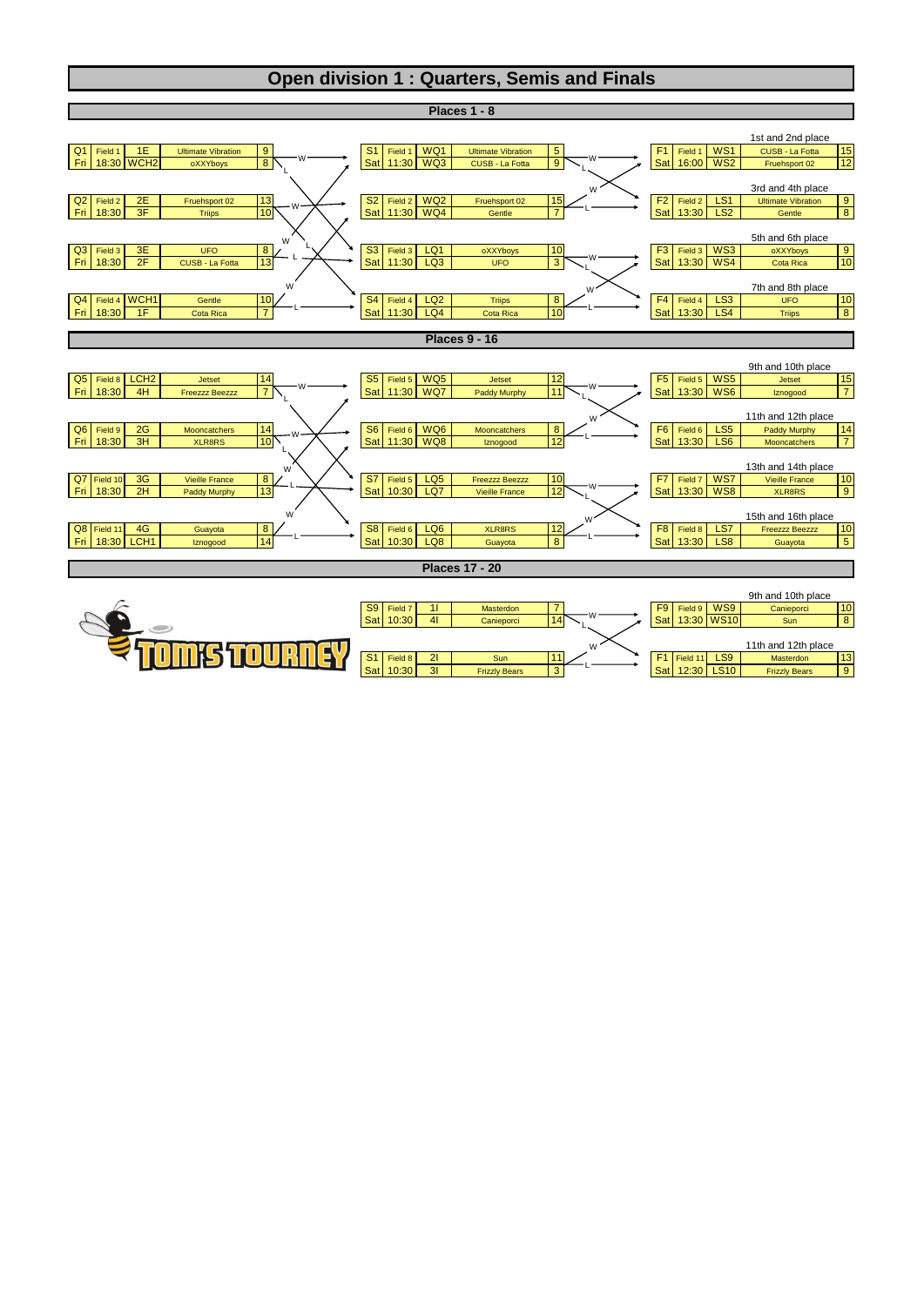# Open division 1 : Quarters, Semis and Finals

## Places 1 - 8

| | | | | | | |
|---|---|---|---|---|---|---|
| Q1 | Field 1 | 1E | Ultimate Vibration | 9 | | |
| Fri | 18:30 | WCH2 | oXXYboys | 8 | | |
| Q2 | Field 2 | 2E | Fruehsport 02 | 13 | | |
| Fri | 18:30 | 3F | Triips | 10 | | |
| Q3 | Field 3 | 3E | UFO | 8 | | |
| Fri | 18:30 | 2F | CUSB - La Fotta | 13 | | |
| Q4 | Field 4 | WCH1 | Gentle | 10 | | |
| Fri | 18:30 | 1F | Cota Rica | 7 | | |

| | | | | |
|---|---|---|---|---|
| S1 | Field 1 | WQ1 | Ultimate Vibration | 5 |
| Sat | 11:30 | WQ3 | CUSB - La Fotta | 9 |
| S2 | Field 2 | WQ2 | Fruehsport 02 | 15 |
| Sat | 11:30 | WQ4 | Gentle | 7 |
| S3 | Field 3 | LQ1 | oXXYboys | 10 |
| Sat | 11:30 | LQ3 | UFO | 3 |
| S4 | Field 4 | LQ2 | Triips | 8 |
| Sat | 11:30 | LQ4 | Cota Rica | 10 |

1st and 2nd place

| | | | | |
|---|---|---|---|---|
| F1 | Field 1 | WS1 | CUSB - La Fotta | 15 |
| Sat | 16:00 | WS2 | Fruehsport 02 | 12 |

3rd and 4th place

| | | | | |
|---|---|---|---|---|
| F2 | Field 2 | LS1 | Ultimate Vibration | 9 |
| Sat | 13:30 | LS2 | Gentle | 8 |

5th and 6th place

| | | | | |
|---|---|---|---|---|
| F3 | Field 3 | WS3 | oXXYboys | 9 |
| Sat | 13:30 | WS4 | Cota Rica | 10 |

7th and 8th place

| | | | | |
|---|---|---|---|---|
| F4 | Field 4 | LS3 | UFO | 10 |
| Sat | 13:30 | LS4 | Triips | 8 |

## Places 9 - 16

| | | | | |
|---|---|---|---|---|
| Q5 | Field 8 | LCH2 | Jetset | 14 |
| Fri | 18:30 | 4H | Freezzz Beezzz | 7 |
| Q6 | Field 9 | 2G | Mooncatchers | 14 |
| Fri | 18:30 | 3H | XLR8RS | 10 |
| Q7 | Field 10 | 3G | Vieille France | 8 |
| Fri | 18:30 | 2H | Paddy Murphy | 13 |
| Q8 | Field 11 | 4G | Guayota | 8 |
| Fri | 18:30 | LCH1 | Iznogood | 14 |

| | | | | |
|---|---|---|---|---|
| S5 | Field 5 | WQ5 | Jetset | 12 |
| Sat | 11:30 | WQ7 | Paddy Murphy | 11 |
| S6 | Field 6 | WQ6 | Mooncatchers | 8 |
| Sat | 11:30 | WQ8 | Iznogood | 12 |
| S7 | Field 5 | LQ5 | Freezzz Beezzz | 10 |
| Sat | 10:30 | LQ7 | Vieille France | 12 |
| S8 | Field 6 | LQ6 | XLR8RS | 12 |
| Sat | 10:30 | LQ8 | Guayota | 8 |

9th and 10th place

| | | | | |
|---|---|---|---|---|
| F5 | Field 5 | WS5 | Jetset | 15 |
| Sat | 13:30 | WS6 | Iznogood | 7 |

11th and 12th place

| | | | | |
|---|---|---|---|---|
| F6 | Field 6 | LS5 | Paddy Murphy | 14 |
| Sat | 13:30 | LS6 | Mooncatchers | 7 |

13th and 14th place

| | | | | |
|---|---|---|---|---|
| F7 | Field 7 | WS7 | Vieille France | 10 |
| Sat | 13:30 | WS8 | XLR8RS | 9 |

15th and 16th place

| | | | | |
|---|---|---|---|---|
| F8 | Field 8 | LS7 | Freezzz Beezzz | 10 |
| Sat | 13:30 | LS8 | Guayota | 5 |

## Places 17 - 20

| | | | | |
|---|---|---|---|---|
| S9 | Field 7 | 1I | Masterdon | 7 |
| Sat | 10:30 | 4I | Canieporci | 14 |
| S1 | Field 8 | 2I | Sun | 11 |
| Sat | 10:30 | 3I | Frizzly Bears | 3 |

9th and 10th place

| | | | | |
|---|---|---|---|---|
| F9 | Field 9 | WS9 | Canieporci | 10 |
| Sat | 13:30 | WS10 | Sun | 8 |

11th and 12th place

| | | | | |
|---|---|---|---|---|
| F1 | Field 11 | LS9 | Masterdon | 13 |
| Sat | 12:30 | LS10 | Frizzly Bears | 9 |

TOM'S TOURNEY